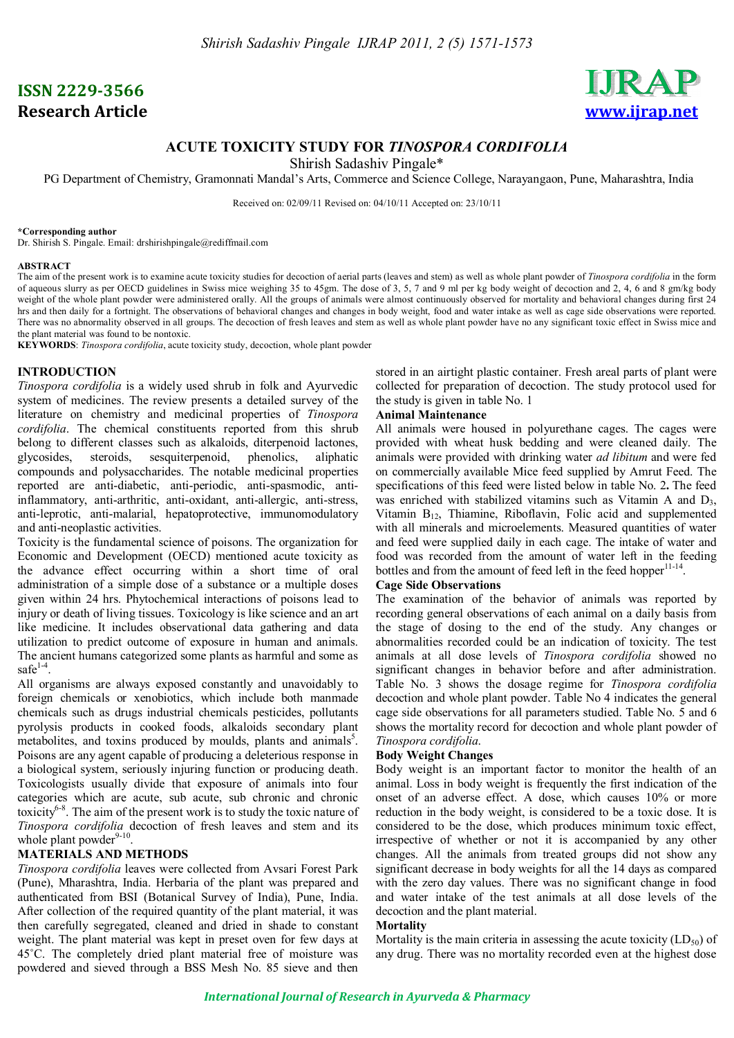**ISSN 2229-3566**

**Research Article**

www.ijrap.net

# ACUTE TOXICITY STUDY FOR *TINOSPORA CORDIFOLIA*

Shirish Sadashiv Pingale*

PG Department of Chemistry, Gramonnati Mandal's Arts, Commerce and Science College, Narayangaon, Pune, Maharashtra, India

Received on: 02/09/11 Revised on: 04/10/11 Accepted on: 23/10/11

**\*Corresponding author**

Dr. Shirish S. Pingale. Email: drshirishpingale@rediffmail.com

**ABSTRACT**

The aim of the present work is to examine acute toxicity studies for decoction of aerial parts (leaves and stem) as well as whole plant powder of *Tinospora cordifolia* in the form of aqueous slurry as per OECD guidelines in Swiss mice weighing 35 to 45gm. The dose of 3, 5, 7 and 9 ml per kg body weight of decoction and 2, 4, 6 and 8 gm/kg body weight of the whole plant powder were administered orally. All the groups of animals were almost continuously observed for mortality and behavioral changes during first 24 hrs and then daily for a fortnight. The observations of behavioral changes and changes in body weight, food and water intake as well as cage side observations were reported. There was no abnormality observed in all groups. The decoction of fresh leaves and stem as well as whole plant powder have no any significant toxic effect in Swiss mice and the plant material was found to be nontoxic.

**KEYWORDS**: *Tinospora cordifolia*, acute toxicity study, decoction, whole plant powder

## INTRODUCTION

*Tinospora cordifolia* is a widely used shrub in folk and Ayurvedic system of medicines. The review presents a detailed survey of the literature on chemistry and medicinal properties of *Tinospora cordifolia*. The chemical constituents reported from this shrub belong to different classes such as alkaloids, diterpenoid lactones, glycosides, steroids, sesquiterpenoid, phenolics, aliphatic compounds and polysaccharides. The notable medicinal properties reported are anti-diabetic, anti-periodic, anti-spasmodic, anti-inflammatory, anti-arthritic, anti-oxidant, anti-allergic, anti-stress, anti-leprotic, anti-malarial, hepatoprotective, immunomodulatory and anti-neoplastic activities.

Toxicity is the fundamental science of poisons. The organization for Economic and Development (OECD) mentioned acute toxicity as the advance effect occurring within a short time of oral administration of a simple dose of a substance or a multiple doses given within 24 hrs. Phytochemical interactions of poisons lead to injury or death of living tissues. Toxicology is like science and an art like medicine. It includes observational data gathering and data utilization to predict outcome of exposure in human and animals. The ancient humans categorized some plants as harmful and some as safe[1-4].

All organisms are always exposed constantly and unavoidably to foreign chemicals or xenobiotics, which include both manmade chemicals such as drugs industrial chemicals pesticides, pollutants pyrolysis products in cooked foods, alkaloids secondary plant metabolites, and toxins produced by moulds, plants and animals[5]. Poisons are any agent capable of producing a deleterious response in a biological system, seriously injuring function or producing death. Toxicologists usually divide that exposure of animals into four categories which are acute, sub acute, sub chronic and chronic toxicity[6-8]. The aim of the present work is to study the toxic nature of *Tinospora cordifolia* decoction of fresh leaves and stem and its whole plant powder[9-10].

## MATERIALS AND METHODS

*Tinospora cordifolia* leaves were collected from Avsari Forest Park (Pune), Mharashtra, India. Herbaria of the plant was prepared and authenticated from BSI (Botanical Survey of India), Pune, India. After collection of the required quantity of the plant material, it was then carefully segregated, cleaned and dried in shade to constant weight. The plant material was kept in preset oven for few days at 45°C. The completely dried plant material free of moisture was powdered and sieved through a BSS Mesh No. 85 sieve and then stored in an airtight plastic container. Fresh areal parts of plant were collected for preparation of decoction. The study protocol used for the study is given in table No. 1

### Animal Maintenance

All animals were housed in polyurethane cages. The cages were provided with wheat husk bedding and were cleaned daily. The animals were provided with drinking water *ad libitum* and were fed on commercially available Mice feed supplied by Amrut Feed. The specifications of this feed were listed below in table No. 2**.** The feed was enriched with stabilized vitamins such as Vitamin A and $D_3$, Vitamin $B_{12}$, Thiamine, Riboflavin, Folic acid and supplemented with all minerals and microelements. Measured quantities of water and feed were supplied daily in each cage. The intake of water and food was recorded from the amount of water left in the feeding bottles and from the amount of feed left in the feed hopper[11-14].

### Cage Side Observations

The examination of the behavior of animals was reported by recording general observations of each animal on a daily basis from the stage of dosing to the end of the study. Any changes or abnormalities recorded could be an indication of toxicity. The test animals at all dose levels of *Tinospora cordifolia* showed no significant changes in behavior before and after administration. Table No. 3 shows the dosage regime for *Tinospora cordifolia* decoction and whole plant powder. Table No 4 indicates the general cage side observations for all parameters studied. Table No. 5 and 6 shows the mortality record for decoction and whole plant powder of *Tinospora cordifolia.*

### Body Weight Changes

Body weight is an important factor to monitor the health of an animal. Loss in body weight is frequently the first indication of the onset of an adverse effect. A dose, which causes 10% or more reduction in the body weight, is considered to be a toxic dose. It is considered to be the dose, which produces minimum toxic effect, irrespective of whether or not it is accompanied by any other changes. All the animals from treated groups did not show any significant decrease in body weights for all the 14 days as compared with the zero day values. There was no significant change in food and water intake of the test animals at all dose levels of the decoction and the plant material.

### Mortality

Mortality is the main criteria in assessing the acute toxicity ($LD_{50}$) of any drug. There was no mortality recorded even at the highest dose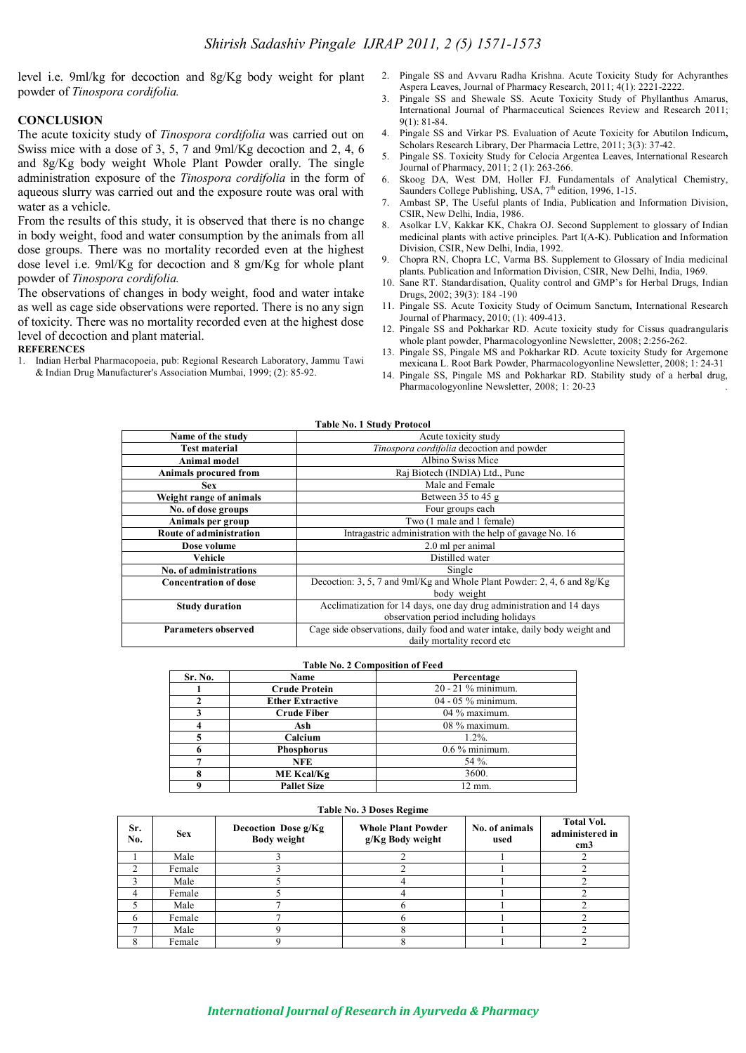level i.e. 9ml/kg for decoction and 8g/Kg body weight for plant powder of *Tinospora cordifolia.*

## CONCLUSION

The acute toxicity study of *Tinospora cordifolia* was carried out on Swiss mice with a dose of 3, 5, 7 and 9ml/Kg decoction and 2, 4, 6 and 8g/Kg body weight Whole Plant Powder orally. The single administration exposure of the *Tinospora cordifolia* in the form of aqueous slurry was carried out and the exposure route was oral with water as a vehicle.

From the results of this study, it is observed that there is no change in body weight, food and water consumption by the animals from all dose groups. There was no mortality recorded even at the highest dose level i.e. 9ml/Kg for decoction and 8 gm/Kg for whole plant powder of *Tinospora cordifolia.*

The observations of changes in body weight, food and water intake as well as cage side observations were reported. There is no any sign of toxicity. There was no mortality recorded even at the highest dose level of decoction and plant material.

## REFERENCES

1. Indian Herbal Pharmacopoeia, pub: Regional Research Laboratory, Jammu Tawi & Indian Drug Manufacturer's Association Mumbai, 1999; (2): 85-92.
2. Pingale SS and Avvaru Radha Krishna. Acute Toxicity Study for Achyranthes Aspera Leaves, Journal of Pharmacy Research, 2011; 4(1): 2221-2222.
3. Pingale SS and Shewale SS. Acute Toxicity Study of Phyllanthus Amarus, International Journal of Pharmaceutical Sciences Review and Research 2011; 9(1): 81-84.
4. Pingale SS and Virkar PS. Evaluation of Acute Toxicity for Abutilon Indicum**,** Scholars Research Library, Der Pharmacia Lettre, 2011; 3(3): 37-42.
5. Pingale SS. Toxicity Study for Celocia Argentea Leaves, International Research Journal of Pharmacy, 2011; 2 (1): 263-266.
6. Skoog DA, West DM, Holler FJ. Fundamentals of Analytical Chemistry, Saunders College Publishing, USA, 7th edition, 1996, 1-15.
7. Ambast SP, The Useful plants of India, Publication and Information Division, CSIR, New Delhi, India, 1986.
8. Asolkar LV, Kakkar KK, Chakra OJ. Second Supplement to glossary of Indian medicinal plants with active principles. Part I(A-K). Publication and Information Division, CSIR, New Delhi, India, 1992.
9. Chopra RN, Chopra LC, Varma BS. Supplement to Glossary of India medicinal plants. Publication and Information Division, CSIR, New Delhi, India, 1969.
10. Sane RT. Standardisation, Quality control and GMP's for Herbal Drugs, Indian Drugs, 2002; 39(3): 184 -190
11. Pingale SS. Acute Toxicity Study of Ocimum Sanctum, International Research Journal of Pharmacy, 2010; (1): 409-413.
12. Pingale SS and Pokharkar RD. Acute toxicity study for Cissus quadrangularis whole plant powder, Pharmacologyonline Newsletter, 2008; 2:256-262.
13. Pingale SS, Pingale MS and Pokharkar RD. Acute toxicity Study for Argemone mexicana L. Root Bark Powder, Pharmacologyonline Newsletter, 2008; 1: 24-31
14. Pingale SS, Pingale MS and Pokharkar RD. Stability study of a herbal drug, Pharmacologyonline Newsletter, 2008; 1: 20-23

**Table No. 1 Study Protocol**

| Name of the study | Acute toxicity study |
|---|---|
| **Test material** | *Tinospora cordifolia* decoction and powder |
| **Animal model** | Albino Swiss Mice |
| **Animals procured from** | Raj Biotech (INDIA) Ltd., Pune |
| **Sex** | Male and Female |
| **Weight range of animals** | Between 35 to 45 g |
| **No. of dose groups** | Four groups each |
| **Animals per group** | Two (1 male and 1 female) |
| **Route of administration** | Intragastric administration with the help of gavage No. 16 |
| **Dose volume** | 2.0 ml per animal |
| **Vehicle** | Distilled water |
| **No. of administrations** | Single |
| **Concentration of dose** | Decoction: 3, 5, 7 and 9ml/Kg and Whole Plant Powder: 2, 4, 6 and 8g/Kg body weight |
| **Study duration** | Acclimatization for 14 days, one day drug administration and 14 days observation period including holidays |
| **Parameters observed** | Cage side observations, daily food and water intake, daily body weight and daily mortality record etc |

**Table No. 2 Composition of Feed**

| Sr. No. | Name | Percentage |
|---|---|---|
| 1 | **Crude Protein** | 20 - 21 % minimum. |
| 2 | **Ether Extractive** | 04 - 05 % minimum. |
| 3 | **Crude Fiber** | 04 % maximum. |
| 4 | **Ash** | 08 % maximum. |
| 5 | **Calcium** | 1.2%. |
| 6 | **Phosphorus** | 0.6 % minimum. |
| 7 | **NFE** | 54 %. |
| 8 | **ME Kcal/Kg** | 3600. |
| 9 | **Pallet Size** | 12 mm. |

**Table No. 3 Doses Regime**

| Sr. No. | Sex | Decoction Dose g/Kg Body weight | Whole Plant Powder g/Kg Body weight | No. of animals used | Total Vol. administered in cm3 |
|---|---|---|---|---|---|
| 1 | Male | 3 | 2 | 1 | 2 |
| 2 | Female | 3 | 2 | 1 | 2 |
| 3 | Male | 5 | 4 | 1 | 2 |
| 4 | Female | 5 | 4 | 1 | 2 |
| 5 | Male | 7 | 6 | 1 | 2 |
| 6 | Female | 7 | 6 | 1 | 2 |
| 7 | Male | 9 | 8 | 1 | 2 |
| 8 | Female | 9 | 8 | 1 | 2 |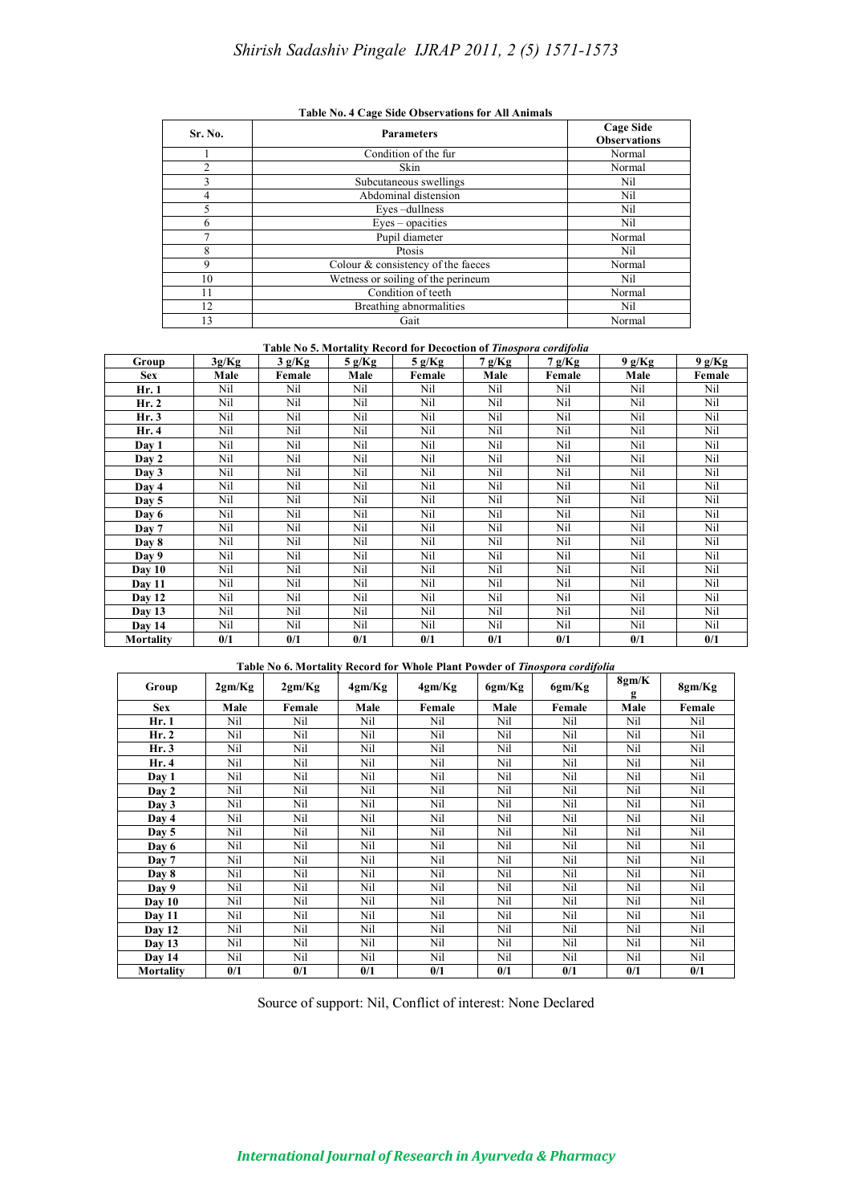**Table No. 4 Cage Side Observations for All Animals**

| Sr. No. | Parameters | Cage Side Observations |
|---|---|---|
| 1 | Condition of the fur | Normal |
| 2 | Skin | Normal |
| 3 | Subcutaneous swellings | Nil |
| 4 | Abdominal distension | Nil |
| 5 | Eyes –dullness | Nil |
| 6 | Eyes – opacities | Nil |
| 7 | Pupil diameter | Normal |
| 8 | Ptosis | Nil |
| 9 | Colour & consistency of the faeces | Normal |
| 10 | Wetness or soiling of the perineum | Nil |
| 11 | Condition of teeth | Normal |
| 12 | Breathing abnormalities | Nil |
| 13 | Gait | Normal |

**Table No 5. Mortality Record for Decoction of *Tinospora cordifolia***

| Group | 3g/Kg | 3 g/Kg | 5 g/Kg | 5 g/Kg | 7 g/Kg | 7 g/Kg | 9 g/Kg | 9 g/Kg |
|---|---|---|---|---|---|---|---|---|
| **Sex** | **Male** | **Female** | **Male** | **Female** | **Male** | **Female** | **Male** | **Female** |
| **Hr. 1** | Nil | Nil | Nil | Nil | Nil | Nil | Nil | Nil |
| **Hr. 2** | Nil | Nil | Nil | Nil | Nil | Nil | Nil | Nil |
| **Hr. 3** | Nil | Nil | Nil | Nil | Nil | Nil | Nil | Nil |
| **Hr. 4** | Nil | Nil | Nil | Nil | Nil | Nil | Nil | Nil |
| **Day 1** | Nil | Nil | Nil | Nil | Nil | Nil | Nil | Nil |
| **Day 2** | Nil | Nil | Nil | Nil | Nil | Nil | Nil | Nil |
| **Day 3** | Nil | Nil | Nil | Nil | Nil | Nil | Nil | Nil |
| **Day 4** | Nil | Nil | Nil | Nil | Nil | Nil | Nil | Nil |
| **Day 5** | Nil | Nil | Nil | Nil | Nil | Nil | Nil | Nil |
| **Day 6** | Nil | Nil | Nil | Nil | Nil | Nil | Nil | Nil |
| **Day 7** | Nil | Nil | Nil | Nil | Nil | Nil | Nil | Nil |
| **Day 8** | Nil | Nil | Nil | Nil | Nil | Nil | Nil | Nil |
| **Day 9** | Nil | Nil | Nil | Nil | Nil | Nil | Nil | Nil |
| **Day 10** | Nil | Nil | Nil | Nil | Nil | Nil | Nil | Nil |
| **Day 11** | Nil | Nil | Nil | Nil | Nil | Nil | Nil | Nil |
| **Day 12** | Nil | Nil | Nil | Nil | Nil | Nil | Nil | Nil |
| **Day 13** | Nil | Nil | Nil | Nil | Nil | Nil | Nil | Nil |
| **Day 14** | Nil | Nil | Nil | Nil | Nil | Nil | Nil | Nil |
| **Mortality** | **0/1** | **0/1** | **0/1** | **0/1** | **0/1** | **0/1** | **0/1** | **0/1** |

**Table No 6. Mortality Record for Whole Plant Powder of *Tinospora cordifolia***

| Group | 2gm/Kg | 2gm/Kg | 4gm/Kg | 4gm/Kg | 6gm/Kg | 6gm/Kg | 8gm/Kg | 8gm/Kg |
|---|---|---|---|---|---|---|---|---|
| **Sex** | **Male** | **Female** | **Male** | **Female** | **Male** | **Female** | **Male** | **Female** |
| **Hr. 1** | Nil | Nil | Nil | Nil | Nil | Nil | Nil | Nil |
| **Hr. 2** | Nil | Nil | Nil | Nil | Nil | Nil | Nil | Nil |
| **Hr. 3** | Nil | Nil | Nil | Nil | Nil | Nil | Nil | Nil |
| **Hr. 4** | Nil | Nil | Nil | Nil | Nil | Nil | Nil | Nil |
| **Day 1** | Nil | Nil | Nil | Nil | Nil | Nil | Nil | Nil |
| **Day 2** | Nil | Nil | Nil | Nil | Nil | Nil | Nil | Nil |
| **Day 3** | Nil | Nil | Nil | Nil | Nil | Nil | Nil | Nil |
| **Day 4** | Nil | Nil | Nil | Nil | Nil | Nil | Nil | Nil |
| **Day 5** | Nil | Nil | Nil | Nil | Nil | Nil | Nil | Nil |
| **Day 6** | Nil | Nil | Nil | Nil | Nil | Nil | Nil | Nil |
| **Day 7** | Nil | Nil | Nil | Nil | Nil | Nil | Nil | Nil |
| **Day 8** | Nil | Nil | Nil | Nil | Nil | Nil | Nil | Nil |
| **Day 9** | Nil | Nil | Nil | Nil | Nil | Nil | Nil | Nil |
| **Day 10** | Nil | Nil | Nil | Nil | Nil | Nil | Nil | Nil |
| **Day 11** | Nil | Nil | Nil | Nil | Nil | Nil | Nil | Nil |
| **Day 12** | Nil | Nil | Nil | Nil | Nil | Nil | Nil | Nil |
| **Day 13** | Nil | Nil | Nil | Nil | Nil | Nil | Nil | Nil |
| **Day 14** | Nil | Nil | Nil | Nil | Nil | Nil | Nil | Nil |
| **Mortality** | **0/1** | **0/1** | **0/1** | **0/1** | **0/1** | **0/1** | **0/1** | **0/1** |

Source of support: Nil, Conflict of interest: None Declared